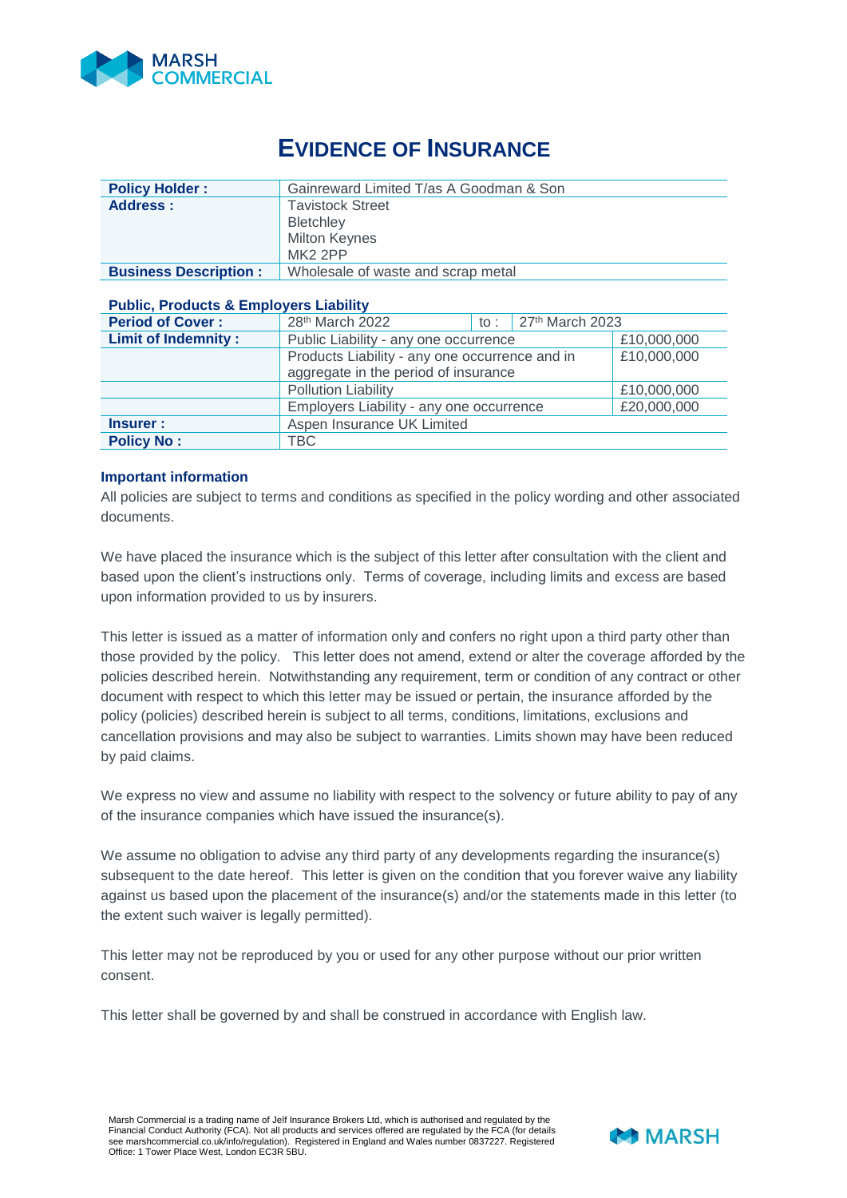# EVIDENCE OF INSURANCE

| | |
|---|---|
| **Policy Holder :** | Gainreward Limited T/as A Goodman & Son |
| **Address :** | Tavistock Street<br>Bletchley<br>Milton Keynes<br>MK2 2PP |
| **Business Description :** | Wholesale of waste and scrap metal |

**Public, Products & Employers Liability**

| | | | | |
|---|---|---|---|---|
| **Period of Cover :** | 28th March 2022 | to : | 27th March 2023 | |
| **Limit of Indemnity :** | Public Liability - any one occurrence | | | £10,000,000 |
| | Products Liability - any one occurrence and in aggregate in the period of insurance | | | £10,000,000 |
| | Pollution Liability | | | £10,000,000 |
| | Employers Liability - any one occurrence | | | £20,000,000 |
| **Insurer :** | Aspen Insurance UK Limited | | | |
| **Policy No :** | TBC | | | |

**Important information**

All policies are subject to terms and conditions as specified in the policy wording and other associated documents.

We have placed the insurance which is the subject of this letter after consultation with the client and based upon the client's instructions only. Terms of coverage, including limits and excess are based upon information provided to us by insurers.

This letter is issued as a matter of information only and confers no right upon a third party other than those provided by the policy. This letter does not amend, extend or alter the coverage afforded by the policies described herein. Notwithstanding any requirement, term or condition of any contract or other document with respect to which this letter may be issued or pertain, the insurance afforded by the policy (policies) described herein is subject to all terms, conditions, limitations, exclusions and cancellation provisions and may also be subject to warranties. Limits shown may have been reduced by paid claims.

We express no view and assume no liability with respect to the solvency or future ability to pay of any of the insurance companies which have issued the insurance(s).

We assume no obligation to advise any third party of any developments regarding the insurance(s) subsequent to the date hereof. This letter is given on the condition that you forever waive any liability against us based upon the placement of the insurance(s) and/or the statements made in this letter (to the extent such waiver is legally permitted).

This letter may not be reproduced by you or used for any other purpose without our prior written consent.

This letter shall be governed by and shall be construed in accordance with English law.

Marsh Commercial is a trading name of Jelf Insurance Brokers Ltd, which is authorised and regulated by the Financial Conduct Authority (FCA). Not all products and services offered are regulated by the FCA (for details see marshcommercial.co.uk/info/regulation). Registered in England and Wales number 0837227. Registered Office: 1 Tower Place West, London EC3R 5BU.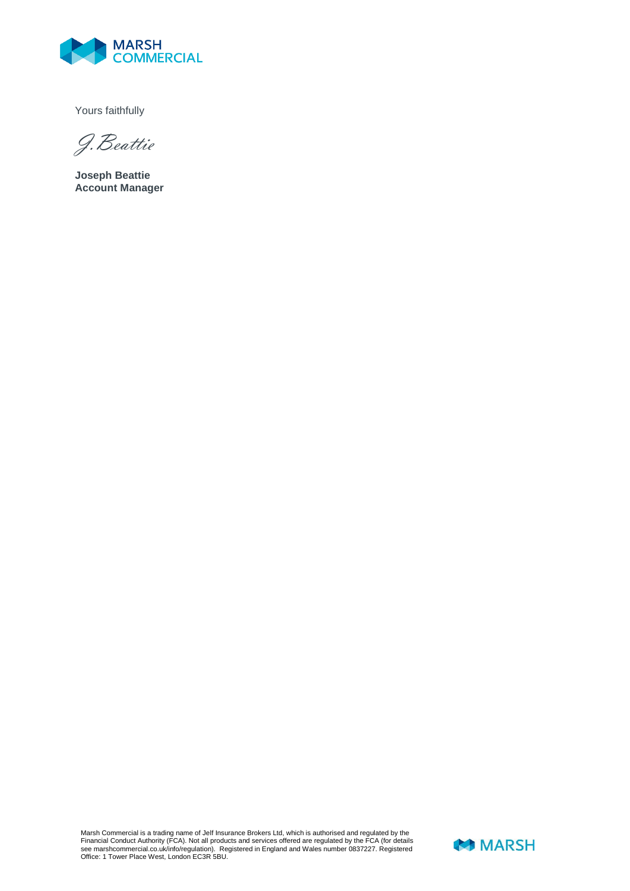Yours faithfully

J. Beattie

**Joseph Beattie**
**Account Manager**

Marsh Commercial is a trading name of Jelf Insurance Brokers Ltd, which is authorised and regulated by the Financial Conduct Authority (FCA). Not all products and services offered are regulated by the FCA (for details see marshcommercial.co.uk/info/regulation). Registered in England and Wales number 0837227. Registered Office: 1 Tower Place West, London EC3R 5BU.